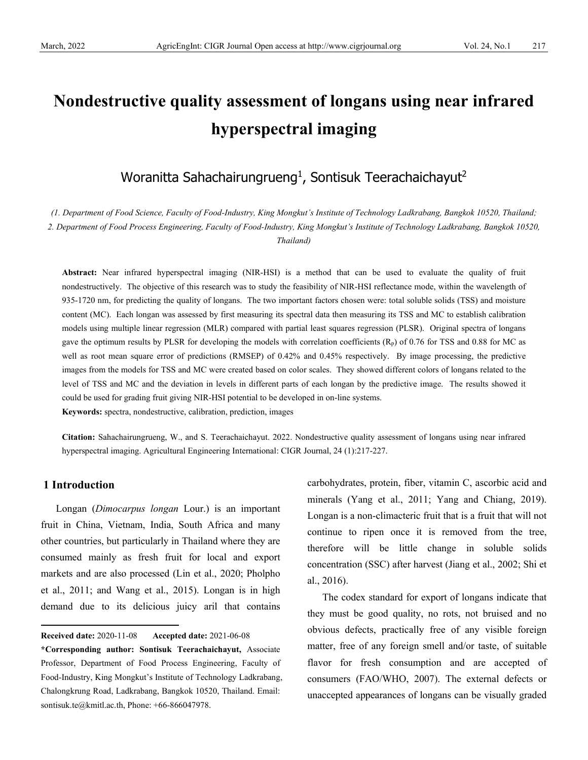# Nondestructive quality assessment of longans using near infrared hyperspectral imaging

Woranitta Sahachairungrueng[1], Sontisuk Teerachaichayut[2]

*(1. Department of Food Science, Faculty of Food-Industry, King Mongkut's Institute of Technology Ladkrabang, Bangkok 10520, Thailand; 2. Department of Food Process Engineering, Faculty of Food-Industry, King Mongkut's Institute of Technology Ladkrabang, Bangkok 10520, Thailand)*

**Abstract:** Near infrared hyperspectral imaging (NIR-HSI) is a method that can be used to evaluate the quality of fruit nondestructively. The objective of this research was to study the feasibility of NIR-HSI reflectance mode, within the wavelength of 935-1720 nm, for predicting the quality of longans. The two important factors chosen were: total soluble solids (TSS) and moisture content (MC). Each longan was assessed by first measuring its spectral data then measuring its TSS and MC to establish calibration models using multiple linear regression (MLR) compared with partial least squares regression (PLSR). Original spectra of longans gave the optimum results by PLSR for developing the models with correlation coefficients ($R_p$) of 0.76 for TSS and 0.88 for MC as well as root mean square error of predictions (RMSEP) of 0.42% and 0.45% respectively. By image processing, the predictive images from the models for TSS and MC were created based on color scales. They showed different colors of longans related to the level of TSS and MC and the deviation in levels in different parts of each longan by the predictive image. The results showed it could be used for grading fruit giving NIR-HSI potential to be developed in on-line systems.

**Keywords:** spectra, nondestructive, calibration, prediction, images

**Citation:** Sahachairungrueng, W., and S. Teerachaichayut. 2022. Nondestructive quality assessment of longans using near infrared hyperspectral imaging. Agricultural Engineering International: CIGR Journal, 24 (1):217-227.

## 1 Introduction

Longan (*Dimocarpus longan* Lour.) is an important fruit in China, Vietnam, India, South Africa and many other countries, but particularly in Thailand where they are consumed mainly as fresh fruit for local and export markets and are also processed (Lin et al., 2020; Pholpho et al., 2011; and Wang et al., 2015). Longan is in high demand due to its delicious juicy aril that contains carbohydrates, protein, fiber, vitamin C, ascorbic acid and minerals (Yang et al., 2011; Yang and Chiang, 2019). Longan is a non-climacteric fruit that is a fruit that will not continue to ripen once it is removed from the tree, therefore will be little change in soluble solids concentration (SSC) after harvest (Jiang et al., 2002; Shi et al., 2016).

The codex standard for export of longans indicate that they must be good quality, no rots, not bruised and no obvious defects, practically free of any visible foreign matter, free of any foreign smell and/or taste, of suitable flavor for fresh consumption and are accepted of consumers (FAO/WHO, 2007). The external defects or unaccepted appearances of longans can be visually graded

---

**Received date:** 2020-11-08 **Accepted date:** 2021-06-08

***Corresponding author: Sontisuk Teerachaichayut,** Associate Professor, Department of Food Process Engineering, Faculty of Food-Industry, King Mongkut's Institute of Technology Ladkrabang, Chalongkrung Road, Ladkrabang, Bangkok 10520, Thailand. Email: sontisuk.te@kmitl.ac.th, Phone: +66-866047978.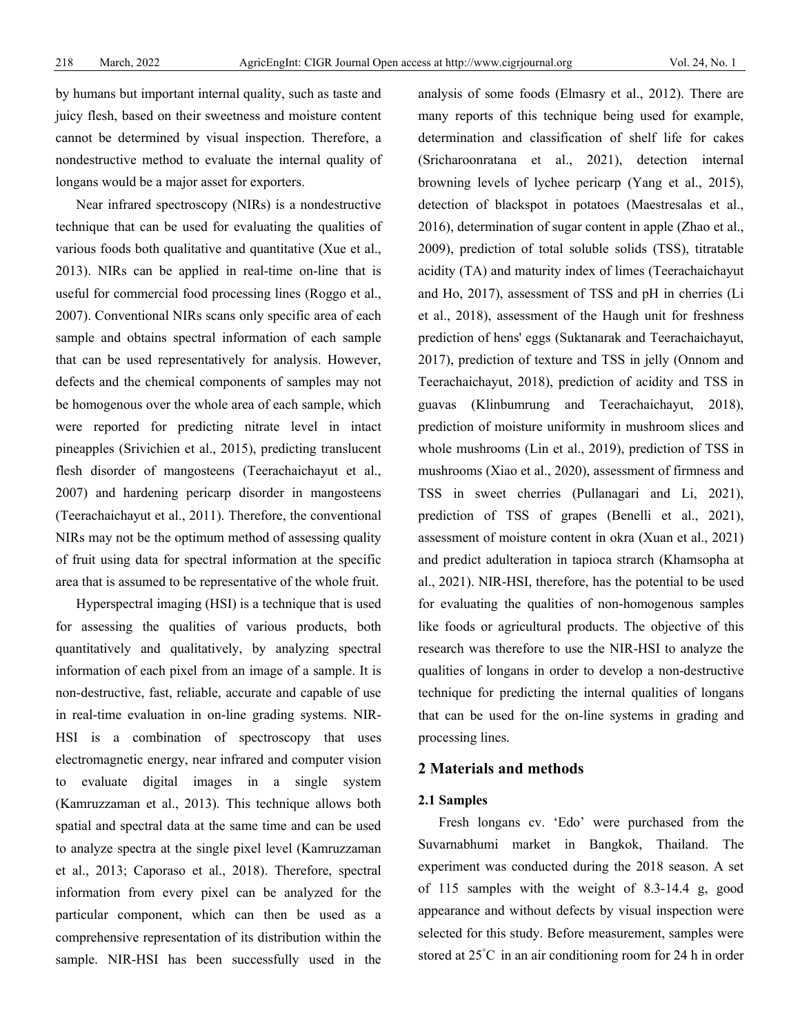by humans but important internal quality, such as taste and juicy flesh, based on their sweetness and moisture content cannot be determined by visual inspection. Therefore, a nondestructive method to evaluate the internal quality of longans would be a major asset for exporters.

Near infrared spectroscopy (NIRs) is a nondestructive technique that can be used for evaluating the qualities of various foods both qualitative and quantitative (Xue et al., 2013). NIRs can be applied in real-time on-line that is useful for commercial food processing lines (Roggo et al., 2007). Conventional NIRs scans only specific area of each sample and obtains spectral information of each sample that can be used representatively for analysis. However, defects and the chemical components of samples may not be homogenous over the whole area of each sample, which were reported for predicting nitrate level in intact pineapples (Srivichien et al., 2015), predicting translucent flesh disorder of mangosteens (Teerachaichayut et al., 2007) and hardening pericarp disorder in mangosteens (Teerachaichayut et al., 2011). Therefore, the conventional NIRs may not be the optimum method of assessing quality of fruit using data for spectral information at the specific area that is assumed to be representative of the whole fruit.

Hyperspectral imaging (HSI) is a technique that is used for assessing the qualities of various products, both quantitatively and qualitatively, by analyzing spectral information of each pixel from an image of a sample. It is non-destructive, fast, reliable, accurate and capable of use in real-time evaluation in on-line grading systems. NIR-HSI is a combination of spectroscopy that uses electromagnetic energy, near infrared and computer vision to evaluate digital images in a single system (Kamruzzaman et al., 2013). This technique allows both spatial and spectral data at the same time and can be used to analyze spectra at the single pixel level (Kamruzzaman et al., 2013; Caporaso et al., 2018). Therefore, spectral information from every pixel can be analyzed for the particular component, which can then be used as a comprehensive representation of its distribution within the sample. NIR-HSI has been successfully used in the analysis of some foods (Elmasry et al., 2012). There are many reports of this technique being used for example, determination and classification of shelf life for cakes (Sricharoonratana et al., 2021), detection internal browning levels of lychee pericarp (Yang et al., 2015), detection of blackspot in potatoes (Maestresalas et al., 2016), determination of sugar content in apple (Zhao et al., 2009), prediction of total soluble solids (TSS), titratable acidity (TA) and maturity index of limes (Teerachaichayut and Ho, 2017), assessment of TSS and pH in cherries (Li et al., 2018), assessment of the Haugh unit for freshness prediction of hens' eggs (Suktanarak and Teerachaichayut, 2017), prediction of texture and TSS in jelly (Onnom and Teerachaichayut, 2018), prediction of acidity and TSS in guavas (Klinbumrung and Teerachaichayut, 2018), prediction of moisture uniformity in mushroom slices and whole mushrooms (Lin et al., 2019), prediction of TSS in mushrooms (Xiao et al., 2020), assessment of firmness and TSS in sweet cherries (Pullanagari and Li, 2021), prediction of TSS of grapes (Benelli et al., 2021), assessment of moisture content in okra (Xuan et al., 2021) and predict adulteration in tapioca strarch (Khamsopha at al., 2021). NIR-HSI, therefore, has the potential to be used for evaluating the qualities of non-homogenous samples like foods or agricultural products. The objective of this research was therefore to use the NIR-HSI to analyze the qualities of longans in order to develop a non-destructive technique for predicting the internal qualities of longans that can be used for the on-line systems in grading and processing lines.

## 2 Materials and methods

### 2.1 Samples

Fresh longans cv. 'Edo' were purchased from the Suvarnabhumi market in Bangkok, Thailand. The experiment was conducted during the 2018 season. A set of 115 samples with the weight of 8.3-14.4 g, good appearance and without defects by visual inspection were selected for this study. Before measurement, samples were stored at 25°C in an air conditioning room for 24 h in order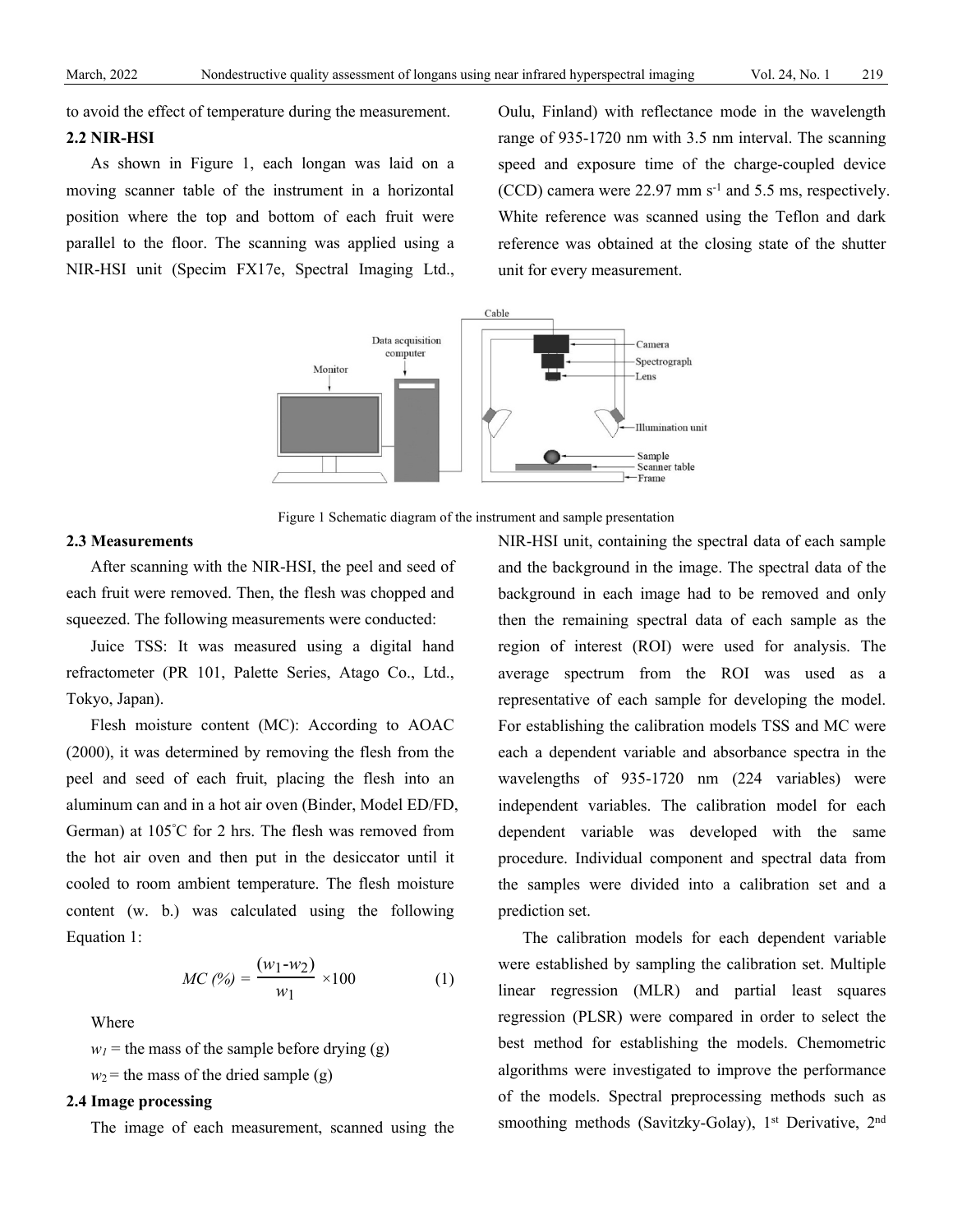to avoid the effect of temperature during the measurement.

## 2.2 NIR-HSI

As shown in Figure 1, each longan was laid on a moving scanner table of the instrument in a horizontal position where the top and bottom of each fruit were parallel to the floor. The scanning was applied using a NIR-HSI unit (Specim FX17e, Spectral Imaging Ltd., Oulu, Finland) with reflectance mode in the wavelength range of 935-1720 nm with 3.5 nm interval. The scanning speed and exposure time of the charge-coupled device (CCD) camera were 22.97 mm $s^{-1}$ and 5.5 ms, respectively. White reference was scanned using the Teflon and dark reference was obtained at the closing state of the shutter unit for every measurement.

Figure 1 Schematic diagram of the instrument and sample presentation

## 2.3 Measurements

After scanning with the NIR-HSI, the peel and seed of each fruit were removed. Then, the flesh was chopped and squeezed. The following measurements were conducted:

Juice TSS: It was measured using a digital hand refractometer (PR 101, Palette Series, Atago Co., Ltd., Tokyo, Japan).

Flesh moisture content (MC): According to AOAC (2000), it was determined by removing the flesh from the peel and seed of each fruit, placing the flesh into an aluminum can and in a hot air oven (Binder, Model ED/FD, German) at 105°C for 2 hrs. The flesh was removed from the hot air oven and then put in the desiccator until it cooled to room ambient temperature. The flesh moisture content (w. b.) was calculated using the following Equation 1:

$$MC\ (\%) = \frac{(w_1 - w_2)}{w_1} \times 100 \qquad (1)$$

Where

$w_1$ = the mass of the sample before drying (g)

$w_2$ = the mass of the dried sample (g)

## 2.4 Image processing

The image of each measurement, scanned using the NIR-HSI unit, containing the spectral data of each sample and the background in the image. The spectral data of the background in each image had to be removed and only then the remaining spectral data of each sample as the region of interest (ROI) were used for analysis. The average spectrum from the ROI was used as a representative of each sample for developing the model. For establishing the calibration models TSS and MC were each a dependent variable and absorbance spectra in the wavelengths of 935-1720 nm (224 variables) were independent variables. The calibration model for each dependent variable was developed with the same procedure. Individual component and spectral data from the samples were divided into a calibration set and a prediction set.

The calibration models for each dependent variable were established by sampling the calibration set. Multiple linear regression (MLR) and partial least squares regression (PLSR) were compared in order to select the best method for establishing the models. Chemometric algorithms were investigated to improve the performance of the models. Spectral preprocessing methods such as smoothing methods (Savitzky-Golay), 1st Derivative, 2nd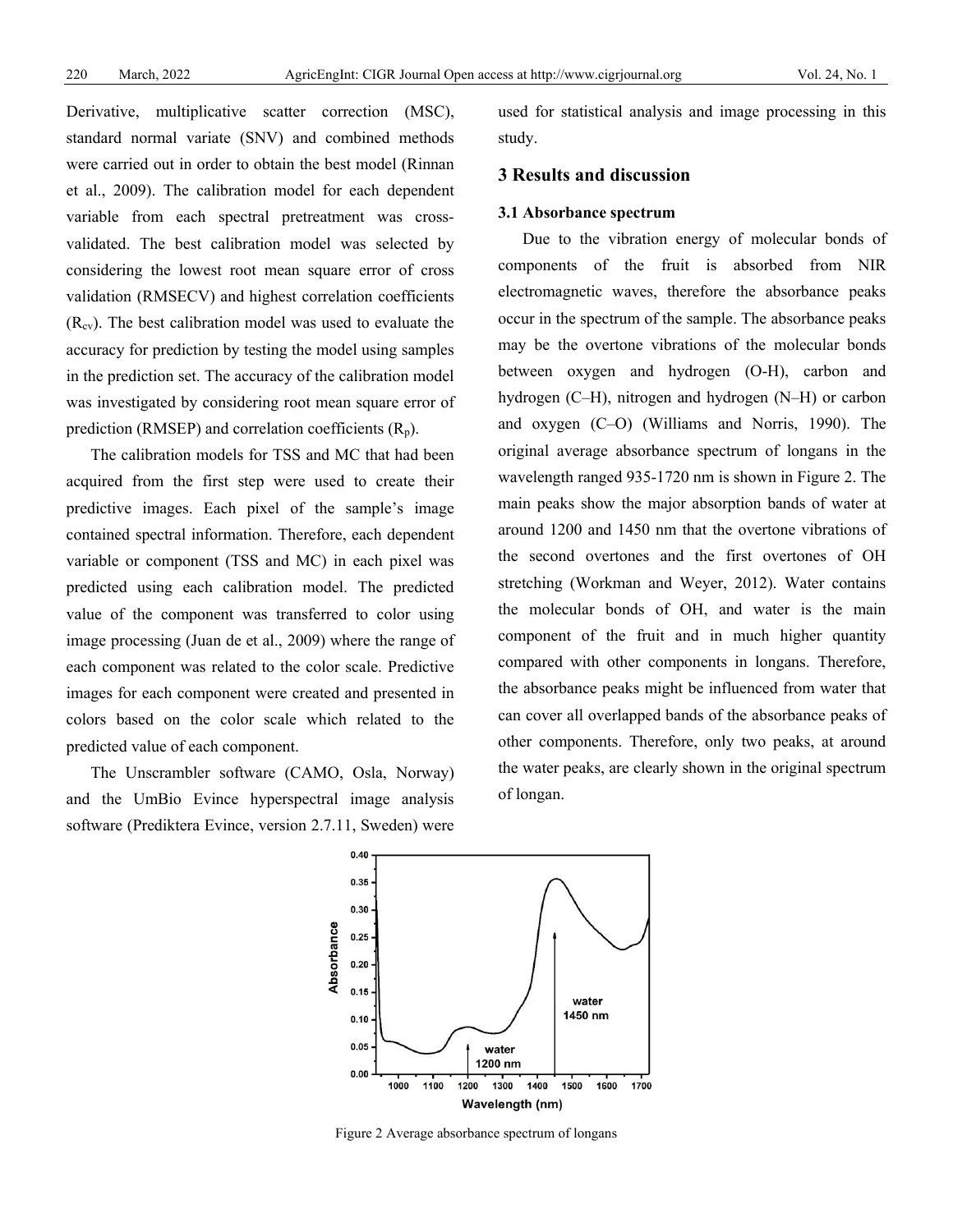Derivative, multiplicative scatter correction (MSC), standard normal variate (SNV) and combined methods were carried out in order to obtain the best model (Rinnan et al., 2009). The calibration model for each dependent variable from each spectral pretreatment was cross-validated. The best calibration model was selected by considering the lowest root mean square error of cross validation (RMSECV) and highest correlation coefficients ($R_{cv}$). The best calibration model was used to evaluate the accuracy for prediction by testing the model using samples in the prediction set. The accuracy of the calibration model was investigated by considering root mean square error of prediction (RMSEP) and correlation coefficients ($R_p$).

The calibration models for TSS and MC that had been acquired from the first step were used to create their predictive images. Each pixel of the sample's image contained spectral information. Therefore, each dependent variable or component (TSS and MC) in each pixel was predicted using each calibration model. The predicted value of the component was transferred to color using image processing (Juan de et al., 2009) where the range of each component was related to the color scale. Predictive images for each component were created and presented in colors based on the color scale which related to the predicted value of each component.

The Unscrambler software (CAMO, Osla, Norway) and the UmBio Evince hyperspectral image analysis software (Prediktera Evince, version 2.7.11, Sweden) were used for statistical analysis and image processing in this study.

## 3 Results and discussion

### 3.1 Absorbance spectrum

Due to the vibration energy of molecular bonds of components of the fruit is absorbed from NIR electromagnetic waves, therefore the absorbance peaks occur in the spectrum of the sample. The absorbance peaks may be the overtone vibrations of the molecular bonds between oxygen and hydrogen (O-H), carbon and hydrogen (C–H), nitrogen and hydrogen (N–H) or carbon and oxygen (C–O) (Williams and Norris, 1990). The original average absorbance spectrum of longans in the wavelength ranged 935-1720 nm is shown in Figure 2. The main peaks show the major absorption bands of water at around 1200 and 1450 nm that the overtone vibrations of the second overtones and the first overtones of OH stretching (Workman and Weyer, 2012). Water contains the molecular bonds of OH, and water is the main component of the fruit and in much higher quantity compared with other components in longans. Therefore, the absorbance peaks might be influenced from water that can cover all overlapped bands of the absorbance peaks of other components. Therefore, only two peaks, at around the water peaks, are clearly shown in the original spectrum of longan.

Figure 2 Average absorbance spectrum of longans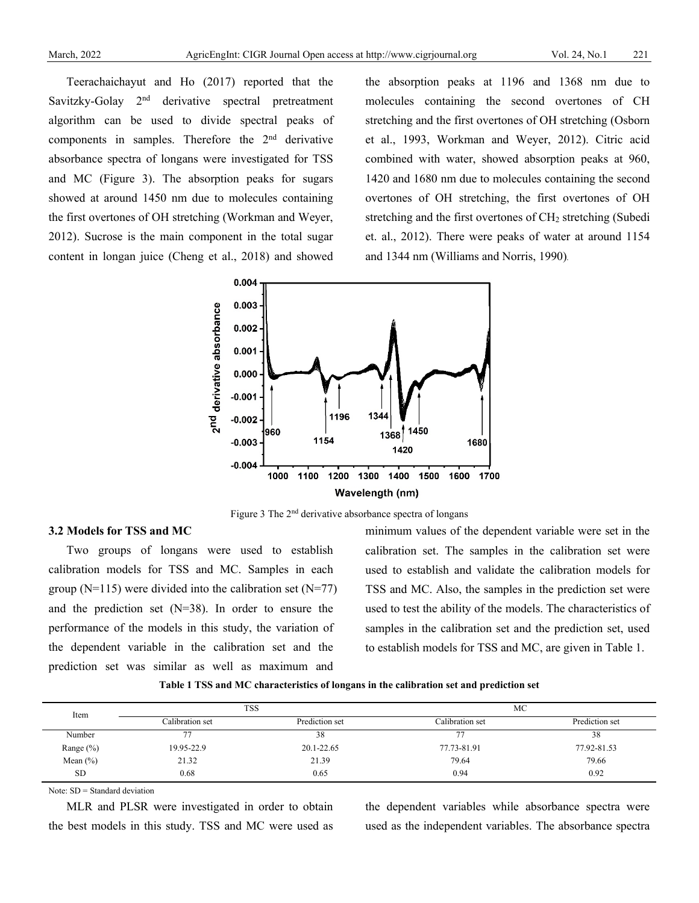Teerachaichayut and Ho (2017) reported that the Savitzky-Golay 2nd derivative spectral pretreatment algorithm can be used to divide spectral peaks of components in samples. Therefore the 2nd derivative absorbance spectra of longans were investigated for TSS and MC (Figure 3). The absorption peaks for sugars showed at around 1450 nm due to molecules containing the first overtones of OH stretching (Workman and Weyer, 2012). Sucrose is the main component in the total sugar content in longan juice (Cheng et al., 2018) and showed the absorption peaks at 1196 and 1368 nm due to molecules containing the second overtones of CH stretching and the first overtones of OH stretching (Osborn et al., 1993, Workman and Weyer, 2012). Citric acid combined with water, showed absorption peaks at 960, 1420 and 1680 nm due to molecules containing the second overtones of OH stretching, the first overtones of OH stretching and the first overtones of $CH_2$ stretching (Subedi et. al., 2012). There were peaks of water at around 1154 and 1344 nm (Williams and Norris, 1990).

Figure 3 The 2nd derivative absorbance spectra of longans

### 3.2 Models for TSS and MC

Two groups of longans were used to establish calibration models for TSS and MC. Samples in each group (N=115) were divided into the calibration set (N=77) and the prediction set (N=38). In order to ensure the performance of the models in this study, the variation of the dependent variable in the calibration set and the prediction set was similar as well as maximum and minimum values of the dependent variable were set in the calibration set. The samples in the calibration set were used to establish and validate the calibration models for TSS and MC. Also, the samples in the prediction set were used to test the ability of the models. The characteristics of samples in the calibration set and the prediction set, used to establish models for TSS and MC, are given in Table 1.

**Table 1 TSS and MC characteristics of longans in the calibration set and prediction set**

| Item | TSS | | MC | |
|---|---|---|---|---|
| | Calibration set | Prediction set | Calibration set | Prediction set |
| Number | 77 | 38 | 77 | 38 |
| Range (%) | 19.95-22.9 | 20.1-22.65 | 77.73-81.91 | 77.92-81.53 |
| Mean (%) | 21.32 | 21.39 | 79.64 | 79.66 |
| SD | 0.68 | 0.65 | 0.94 | 0.92 |

Note: SD = Standard deviation

MLR and PLSR were investigated in order to obtain the best models in this study. TSS and MC were used as the dependent variables while absorbance spectra were used as the independent variables. The absorbance spectra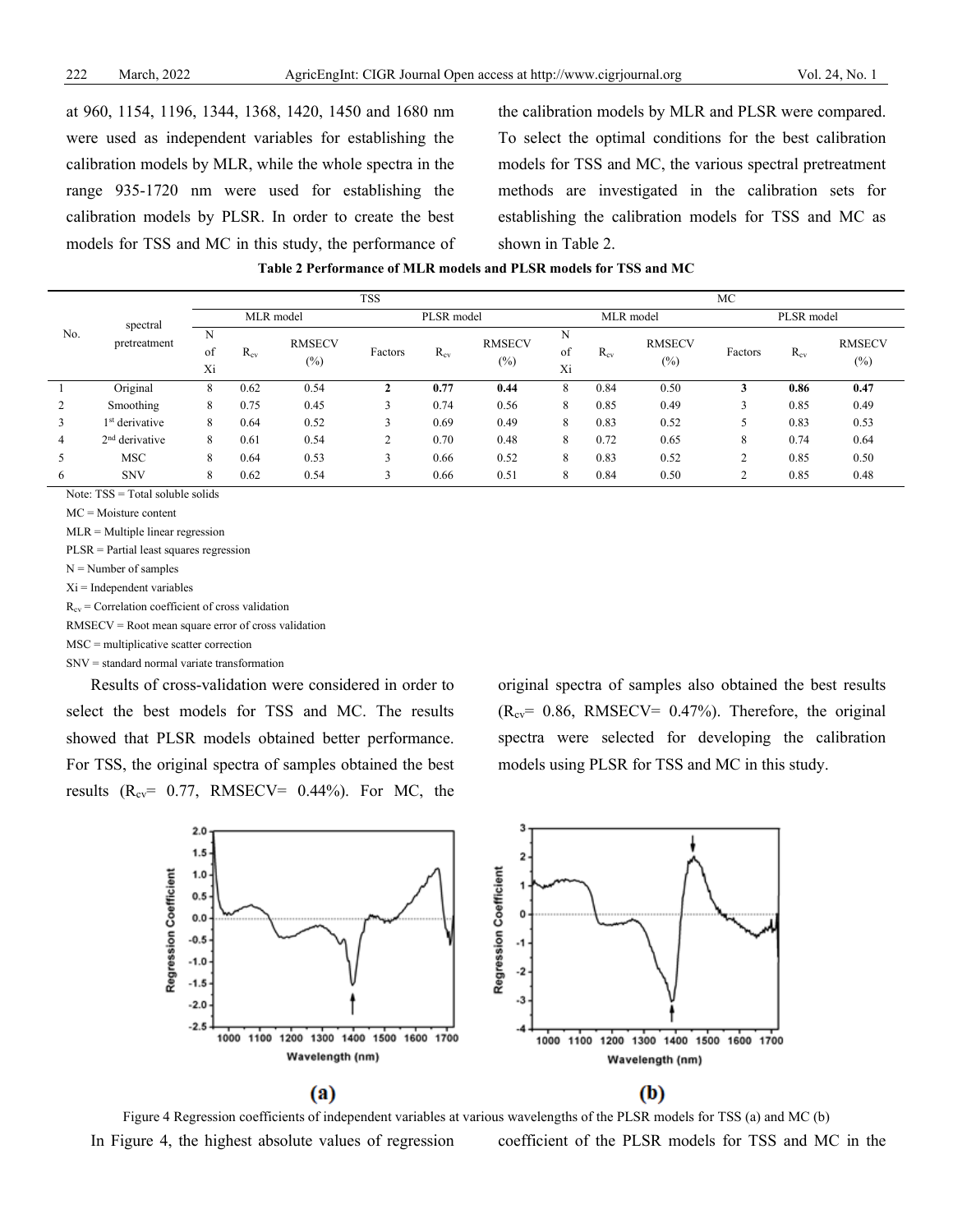at 960, 1154, 1196, 1344, 1368, 1420, 1450 and 1680 nm were used as independent variables for establishing the calibration models by MLR, while the whole spectra in the range 935-1720 nm were used for establishing the calibration models by PLSR. In order to create the best models for TSS and MC in this study, the performance of the calibration models by MLR and PLSR were compared. To select the optimal conditions for the best calibration models for TSS and MC, the various spectral pretreatment methods are investigated in the calibration sets for establishing the calibration models for TSS and MC as shown in Table 2.

**Table 2 Performance of MLR models and PLSR models for TSS and MC**

| No. | spectral pretreatment | TSS | | | | | | MC | | | | | |
|---|---|---|---|---|---|---|---|---|---|---|---|---|---|
| | | MLR model | | | PLSR model | | | MLR model | | | PLSR model | | |
| | | N of Xi | $R_{cv}$ | RMSECV (%) | Factors | $R_{cv}$ | RMSECV (%) | N of Xi | $R_{cv}$ | RMSECV (%) | Factors | $R_{cv}$ | RMSECV (%) |
| 1 | Original | 8 | 0.62 | 0.54 | **2** | **0.77** | **0.44** | 8 | 0.84 | 0.50 | **3** | **0.86** | **0.47** |
| 2 | Smoothing | 8 | 0.75 | 0.45 | 3 | 0.74 | 0.56 | 8 | 0.85 | 0.49 | 3 | 0.85 | 0.49 |
| 3 | 1st derivative | 8 | 0.64 | 0.52 | 3 | 0.69 | 0.49 | 8 | 0.83 | 0.52 | 5 | 0.83 | 0.53 |
| 4 | 2nd derivative | 8 | 0.61 | 0.54 | 2 | 0.70 | 0.48 | 8 | 0.72 | 0.65 | 8 | 0.74 | 0.64 |
| 5 | MSC | 8 | 0.64 | 0.53 | 3 | 0.66 | 0.52 | 8 | 0.83 | 0.52 | 2 | 0.85 | 0.50 |
| 6 | SNV | 8 | 0.62 | 0.54 | 3 | 0.66 | 0.51 | 8 | 0.84 | 0.50 | 2 | 0.85 | 0.48 |

Note: TSS = Total soluble solids

MC = Moisture content

MLR = Multiple linear regression

PLSR = Partial least squares regression

N = Number of samples

Xi = Independent variables

$R_{cv}$ = Correlation coefficient of cross validation

RMSECV = Root mean square error of cross validation

MSC = multiplicative scatter correction

SNV = standard normal variate transformation

Results of cross-validation were considered in order to select the best models for TSS and MC. The results showed that PLSR models obtained better performance. For TSS, the original spectra of samples obtained the best results ($R_{cv}$= 0.77, RMSECV= 0.44%). For MC, the original spectra of samples also obtained the best results ($R_{cv}$= 0.86, RMSECV= 0.47%). Therefore, the original spectra were selected for developing the calibration models using PLSR for TSS and MC in this study.

Figure 4 Regression coefficients of independent variables at various wavelengths of the PLSR models for TSS (a) and MC (b)

In Figure 4, the highest absolute values of regression coefficient of the PLSR models for TSS and MC in the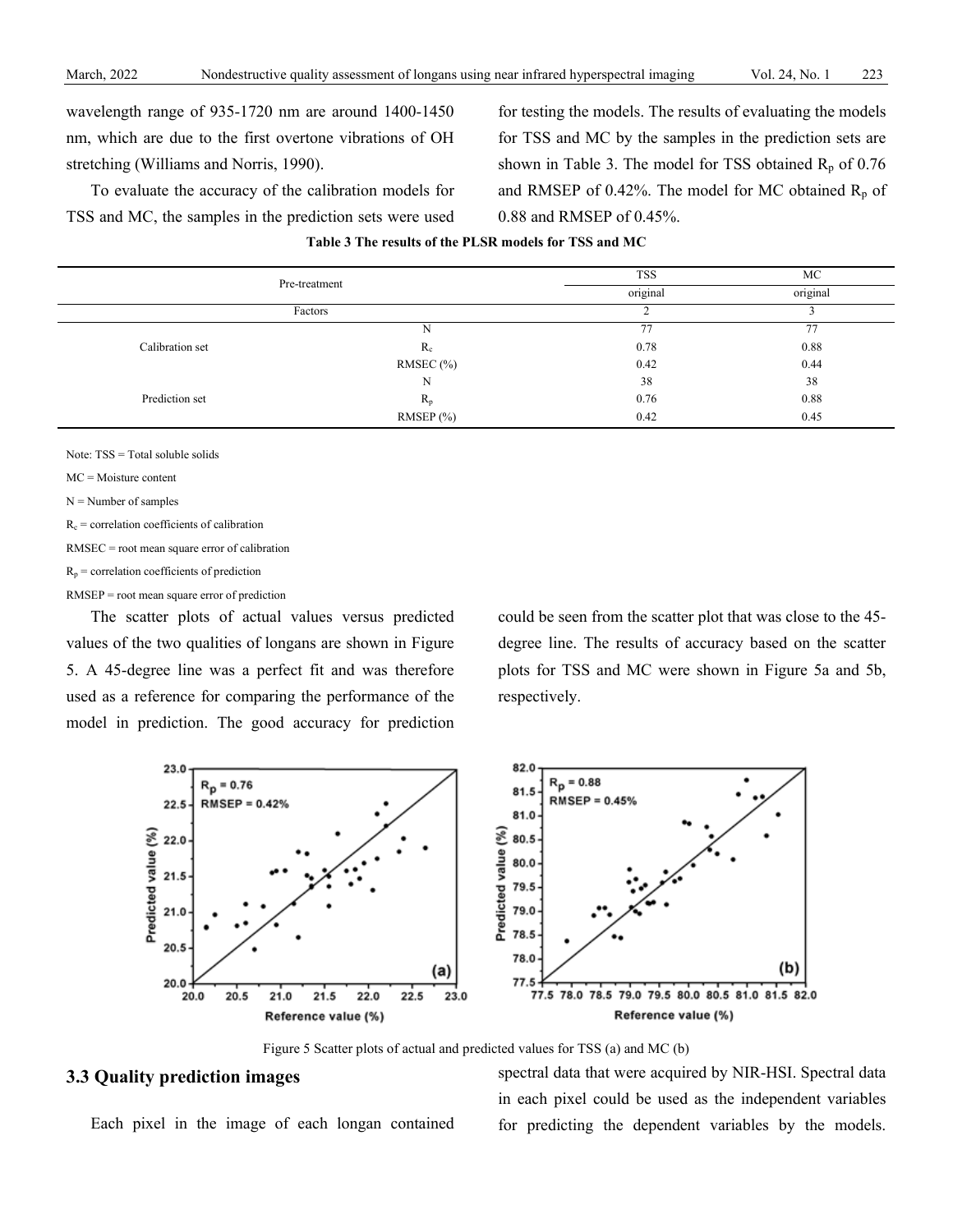wavelength range of 935-1720 nm are around 1400-1450 nm, which are due to the first overtone vibrations of OH stretching (Williams and Norris, 1990).

To evaluate the accuracy of the calibration models for TSS and MC, the samples in the prediction sets were used for testing the models. The results of evaluating the models for TSS and MC by the samples in the prediction sets are shown in Table 3. The model for TSS obtained $R_p$ of 0.76 and RMSEP of 0.42%. The model for MC obtained $R_p$ of 0.88 and RMSEP of 0.45%.

**Table 3 The results of the PLSR models for TSS and MC**

| Pre-treatment | | TSS | MC |
|---|---|---|---|
| | | original | original |
| Factors | | 2 | 3 |
| Calibration set | N | 77 | 77 |
| | $R_c$ | 0.78 | 0.88 |
| | RMSEC (%) | 0.42 | 0.44 |
| Prediction set | N | 38 | 38 |
| | $R_p$ | 0.76 | 0.88 |
| | RMSEP (%) | 0.42 | 0.45 |

Note: TSS = Total soluble solids

MC = Moisture content

N = Number of samples

$R_c$ = correlation coefficients of calibration

RMSEC = root mean square error of calibration

$R_p$ = correlation coefficients of prediction

RMSEP = root mean square error of prediction

The scatter plots of actual values versus predicted values of the two qualities of longans are shown in Figure 5. A 45-degree line was a perfect fit and was therefore used as a reference for comparing the performance of the model in prediction. The good accuracy for prediction could be seen from the scatter plot that was close to the 45-degree line. The results of accuracy based on the scatter plots for TSS and MC were shown in Figure 5a and 5b, respectively.

Figure 5 Scatter plots of actual and predicted values for TSS (a) and MC (b)

### 3.3 Quality prediction images

Each pixel in the image of each longan contained spectral data that were acquired by NIR-HSI. Spectral data in each pixel could be used as the independent variables for predicting the dependent variables by the models.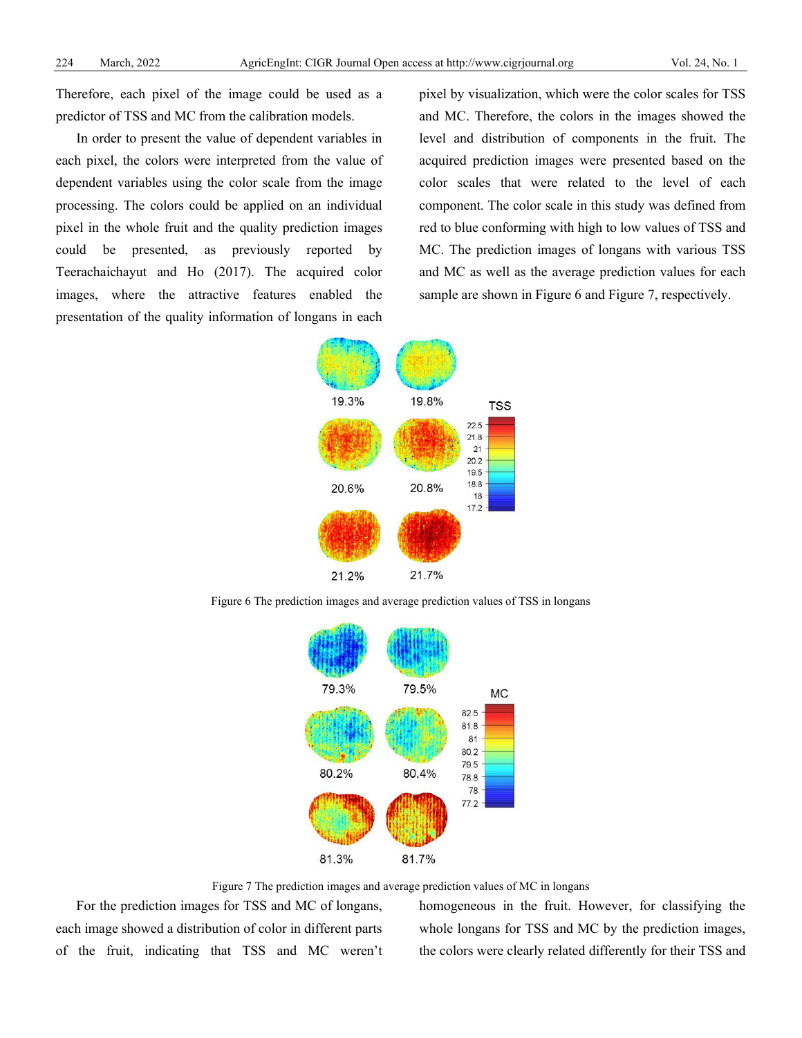Therefore, each pixel of the image could be used as a predictor of TSS and MC from the calibration models.

In order to present the value of dependent variables in each pixel, the colors were interpreted from the value of dependent variables using the color scale from the image processing. The colors could be applied on an individual pixel in the whole fruit and the quality prediction images could be presented, as previously reported by Teerachaichayut and Ho (2017). The acquired color images, where the attractive features enabled the presentation of the quality information of longans in each pixel by visualization, which were the color scales for TSS and MC. Therefore, the colors in the images showed the level and distribution of components in the fruit. The acquired prediction images were presented based on the color scales that were related to the level of each component. The color scale in this study was defined from red to blue conforming with high to low values of TSS and MC. The prediction images of longans with various TSS and MC as well as the average prediction values for each sample are shown in Figure 6 and Figure 7, respectively.

Figure 6 The prediction images and average prediction values of TSS in longans

Figure 7 The prediction images and average prediction values of MC in longans

For the prediction images for TSS and MC of longans, each image showed a distribution of color in different parts of the fruit, indicating that TSS and MC weren't homogeneous in the fruit. However, for classifying the whole longans for TSS and MC by the prediction images, the colors were clearly related differently for their TSS and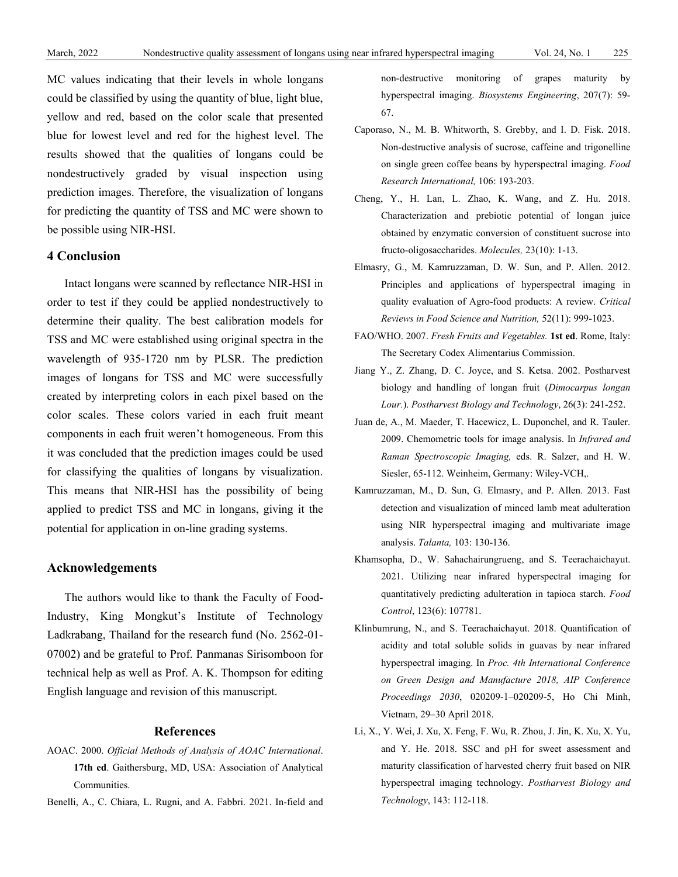MC values indicating that their levels in whole longans could be classified by using the quantity of blue, light blue, yellow and red, based on the color scale that presented blue for lowest level and red for the highest level. The results showed that the qualities of longans could be nondestructively graded by visual inspection using prediction images. Therefore, the visualization of longans for predicting the quantity of TSS and MC were shown to be possible using NIR-HSI.

## 4 Conclusion

Intact longans were scanned by reflectance NIR-HSI in order to test if they could be applied nondestructively to determine their quality. The best calibration models for TSS and MC were established using original spectra in the wavelength of 935-1720 nm by PLSR. The prediction images of longans for TSS and MC were successfully created by interpreting colors in each pixel based on the color scales. These colors varied in each fruit meant components in each fruit weren't homogeneous. From this it was concluded that the prediction images could be used for classifying the qualities of longans by visualization. This means that NIR-HSI has the possibility of being applied to predict TSS and MC in longans, giving it the potential for application in on-line grading systems.

## Acknowledgements

The authors would like to thank the Faculty of Food-Industry, King Mongkut's Institute of Technology Ladkrabang, Thailand for the research fund (No. 2562-01-07002) and be grateful to Prof. Panmanas Sirisomboon for technical help as well as Prof. A. K. Thompson for editing English language and revision of this manuscript.

## References

AOAC. 2000. *Official Methods of Analysis of AOAC International*. **17th ed**. Gaithersburg, MD, USA: Association of Analytical Communities.

Benelli, A., C. Chiara, L. Rugni, and A. Fabbri. 2021. In-field and non-destructive monitoring of grapes maturity by hyperspectral imaging. *Biosystems Engineering*, 207(7): 59-67.

Caporaso, N., M. B. Whitworth, S. Grebby, and I. D. Fisk. 2018. Non-destructive analysis of sucrose, caffeine and trigonelline on single green coffee beans by hyperspectral imaging. *Food Research International,* 106: 193-203.

Cheng, Y., H. Lan, L. Zhao, K. Wang, and Z. Hu. 2018. Characterization and prebiotic potential of longan juice obtained by enzymatic conversion of constituent sucrose into fructo-oligosaccharides. *Molecules,* 23(10): 1-13.

Elmasry, G., M. Kamruzzaman, D. W. Sun, and P. Allen. 2012. Principles and applications of hyperspectral imaging in quality evaluation of Agro-food products: A review. *Critical Reviews in Food Science and Nutrition,* 52(11): 999-1023.

FAO/WHO. 2007. *Fresh Fruits and Vegetables.* **1st ed**. Rome, Italy: The Secretary Codex Alimentarius Commission.

Jiang Y., Z. Zhang, D. C. Joyce, and S. Ketsa. 2002. Postharvest biology and handling of longan fruit (*Dimocarpus longan Lour.*). *Postharvest Biology and Technology*, 26(3): 241-252.

Juan de, A., M. Maeder, T. Hacewicz, L. Duponchel, and R. Tauler. 2009. Chemometric tools for image analysis. In *Infrared and Raman Spectroscopic Imaging,* eds. R. Salzer, and H. W. Siesler, 65-112. Weinheim, Germany: Wiley-VCH,.

Kamruzzaman, M., D. Sun, G. Elmasry, and P. Allen. 2013. Fast detection and visualization of minced lamb meat adulteration using NIR hyperspectral imaging and multivariate image analysis. *Talanta,* 103: 130-136.

Khamsopha, D., W. Sahachairungrueng, and S. Teerachaichayut. 2021. Utilizing near infrared hyperspectral imaging for quantitatively predicting adulteration in tapioca starch. *Food Control*, 123(6): 107781.

Klinbumrung, N., and S. Teerachaichayut. 2018. Quantification of acidity and total soluble solids in guavas by near infrared hyperspectral imaging. In *Proc. 4th International Conference on Green Design and Manufacture 2018, AIP Conference Proceedings 2030*, 020209-1–020209-5, Ho Chi Minh, Vietnam, 29–30 April 2018.

Li, X., Y. Wei, J. Xu, X. Feng, F. Wu, R. Zhou, J. Jin, K. Xu, X. Yu, and Y. He. 2018. SSC and pH for sweet assessment and maturity classification of harvested cherry fruit based on NIR hyperspectral imaging technology. *Postharvest Biology and Technology*, 143: 112-118.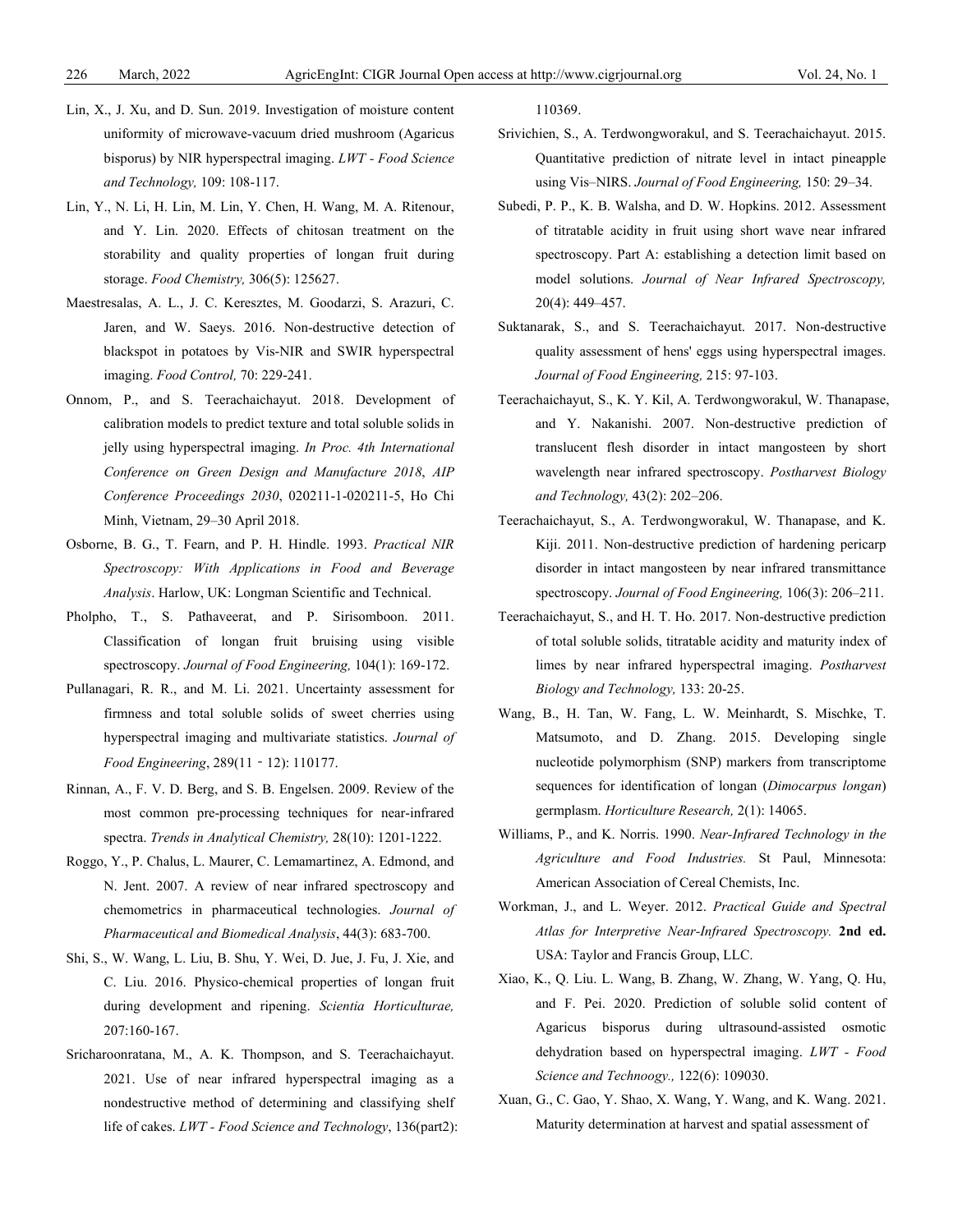Lin, X., J. Xu, and D. Sun. 2019. Investigation of moisture content uniformity of microwave-vacuum dried mushroom (Agaricus bisporus) by NIR hyperspectral imaging. *LWT - Food Science and Technology,* 109: 108-117.

Lin, Y., N. Li, H. Lin, M. Lin, Y. Chen, H. Wang, M. A. Ritenour, and Y. Lin. 2020. Effects of chitosan treatment on the storability and quality properties of longan fruit during storage. *Food Chemistry,* 306(5): 125627.

Maestresalas, A. L., J. C. Keresztes, M. Goodarzi, S. Arazuri, C. Jaren, and W. Saeys. 2016. Non-destructive detection of blackspot in potatoes by Vis-NIR and SWIR hyperspectral imaging. *Food Control,* 70: 229-241.

Onnom, P., and S. Teerachaichayut. 2018. Development of calibration models to predict texture and total soluble solids in jelly using hyperspectral imaging. *In Proc. 4th International Conference on Green Design and Manufacture 2018*, *AIP Conference Proceedings 2030*, 020211-1-020211-5, Ho Chi Minh, Vietnam, 29–30 April 2018.

Osborne, B. G., T. Fearn, and P. H. Hindle. 1993. *Practical NIR Spectroscopy: With Applications in Food and Beverage Analysis*. Harlow, UK: Longman Scientific and Technical.

Pholpho, T., S. Pathaveerat, and P. Sirisomboon. 2011. Classification of longan fruit bruising using visible spectroscopy. *Journal of Food Engineering,* 104(1): 169-172.

Pullanagari, R. R., and M. Li. 2021. Uncertainty assessment for firmness and total soluble solids of sweet cherries using hyperspectral imaging and multivariate statistics. *Journal of Food Engineering*, 289(11 - 12): 110177.

Rinnan, A., F. V. D. Berg, and S. B. Engelsen. 2009. Review of the most common pre-processing techniques for near-infrared spectra. *Trends in Analytical Chemistry,* 28(10): 1201-1222.

Roggo, Y., P. Chalus, L. Maurer, C. Lemamartinez, A. Edmond, and N. Jent. 2007. A review of near infrared spectroscopy and chemometrics in pharmaceutical technologies. *Journal of Pharmaceutical and Biomedical Analysis*, 44(3): 683-700.

Shi, S., W. Wang, L. Liu, B. Shu, Y. Wei, D. Jue, J. Fu, J. Xie, and C. Liu. 2016. Physico-chemical properties of longan fruit during development and ripening. *Scientia Horticulturae,* 207:160-167.

Sricharoonratana, M., A. K. Thompson, and S. Teerachaichayut. 2021. Use of near infrared hyperspectral imaging as a nondestructive method of determining and classifying shelf life of cakes. *LWT - Food Science and Technology*, 136(part2): 110369.

Srivichien, S., A. Terdwongworakul, and S. Teerachaichayut. 2015. Quantitative prediction of nitrate level in intact pineapple using Vis–NIRS. *Journal of Food Engineering,* 150: 29–34.

Subedi, P. P., K. B. Walsha, and D. W. Hopkins. 2012. Assessment of titratable acidity in fruit using short wave near infrared spectroscopy. Part A: establishing a detection limit based on model solutions. *Journal of Near Infrared Spectroscopy,* 20(4): 449–457.

Suktanarak, S., and S. Teerachaichayut. 2017. Non-destructive quality assessment of hens' eggs using hyperspectral images. *Journal of Food Engineering,* 215: 97-103.

Teerachaichayut, S., K. Y. Kil, A. Terdwongworakul, W. Thanapase, and Y. Nakanishi. 2007. Non-destructive prediction of translucent flesh disorder in intact mangosteen by short wavelength near infrared spectroscopy. *Postharvest Biology and Technology,* 43(2): 202–206.

Teerachaichayut, S., A. Terdwongworakul, W. Thanapase, and K. Kiji. 2011. Non-destructive prediction of hardening pericarp disorder in intact mangosteen by near infrared transmittance spectroscopy. *Journal of Food Engineering,* 106(3): 206–211.

Teerachaichayut, S., and H. T. Ho. 2017. Non-destructive prediction of total soluble solids, titratable acidity and maturity index of limes by near infrared hyperspectral imaging. *Postharvest Biology and Technology,* 133: 20-25.

Wang, B., H. Tan, W. Fang, L. W. Meinhardt, S. Mischke, T. Matsumoto, and D. Zhang. 2015. Developing single nucleotide polymorphism (SNP) markers from transcriptome sequences for identification of longan (*Dimocarpus longan*) germplasm. *Horticulture Research,* 2(1): 14065.

Williams, P., and K. Norris. 1990. *Near-Infrared Technology in the Agriculture and Food Industries.* St Paul, Minnesota: American Association of Cereal Chemists, Inc.

Workman, J., and L. Weyer. 2012. *Practical Guide and Spectral Atlas for Interpretive Near-Infrared Spectroscopy.* **2nd ed.** USA: Taylor and Francis Group, LLC.

Xiao, K., Q. Liu. L. Wang, B. Zhang, W. Zhang, W. Yang, Q. Hu, and F. Pei. 2020. Prediction of soluble solid content of Agaricus bisporus during ultrasound-assisted osmotic dehydration based on hyperspectral imaging. *LWT - Food Science and Technoogy.,* 122(6): 109030.

Xuan, G., C. Gao, Y. Shao, X. Wang, Y. Wang, and K. Wang. 2021. Maturity determination at harvest and spatial assessment of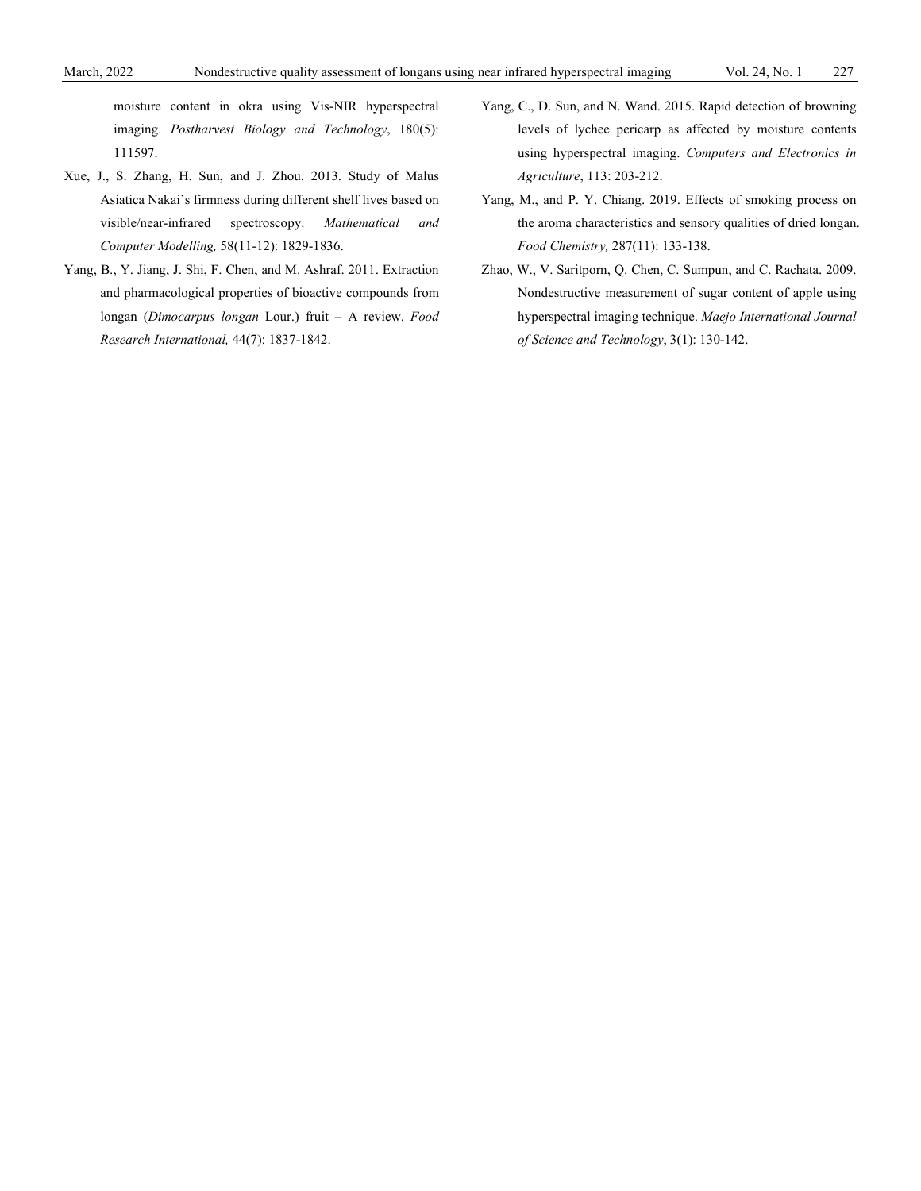moisture content in okra using Vis-NIR hyperspectral imaging. *Postharvest Biology and Technology*, 180(5): 111597.

Xue, J., S. Zhang, H. Sun, and J. Zhou. 2013. Study of Malus Asiatica Nakai's firmness during different shelf lives based on visible/near-infrared spectroscopy. *Mathematical and Computer Modelling,* 58(11-12): 1829-1836.

Yang, B., Y. Jiang, J. Shi, F. Chen, and M. Ashraf. 2011. Extraction and pharmacological properties of bioactive compounds from longan (*Dimocarpus longan* Lour.) fruit – A review. *Food Research International,* 44(7): 1837-1842.

Yang, C., D. Sun, and N. Wand. 2015. Rapid detection of browning levels of lychee pericarp as affected by moisture contents using hyperspectral imaging. *Computers and Electronics in Agriculture*, 113: 203-212.

Yang, M., and P. Y. Chiang. 2019. Effects of smoking process on the aroma characteristics and sensory qualities of dried longan. *Food Chemistry,* 287(11): 133-138.

Zhao, W., V. Saritporn, Q. Chen, C. Sumpun, and C. Rachata. 2009. Nondestructive measurement of sugar content of apple using hyperspectral imaging technique. *Maejo International Journal of Science and Technology*, 3(1): 130-142.